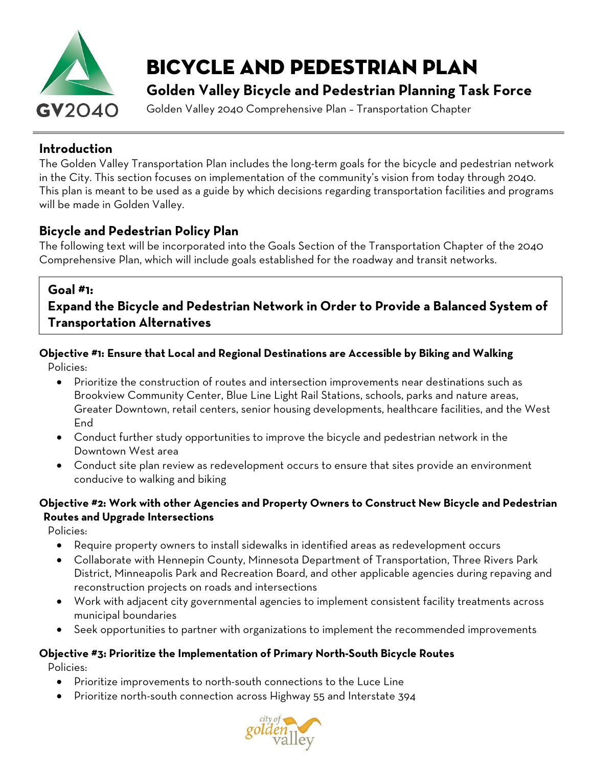# BICYCLE AND PEDESTRIAN PLAN

**Golden Valley Bicycle and Pedestrian Planning Task Force**

Golden Valley 2040 Comprehensive Plan – Transportation Chapter

## Introduction

The Golden Valley Transportation Plan includes the long-term goals for the bicycle and pedestrian network in the City. This section focuses on implementation of the community's vision from today through 2040. This plan is meant to be used as a guide by which decisions regarding transportation facilities and programs will be made in Golden Valley.

## Bicycle and Pedestrian Policy Plan

The following text will be incorporated into the Goals Section of the Transportation Chapter of the 2040 Comprehensive Plan, which will include goals established for the roadway and transit networks.

### Goal #1: Expand the Bicycle and Pedestrian Network in Order to Provide a Balanced System of Transportation Alternatives

**Objective #1: Ensure that Local and Regional Destinations are Accessible by Biking and Walking**

Policies:

- Prioritize the construction of routes and intersection improvements near destinations such as Brookview Community Center, Blue Line Light Rail Stations, schools, parks and nature areas, Greater Downtown, retail centers, senior housing developments, healthcare facilities, and the West End
- Conduct further study opportunities to improve the bicycle and pedestrian network in the Downtown West area
- Conduct site plan review as redevelopment occurs to ensure that sites provide an environment conducive to walking and biking

**Objective #2: Work with other Agencies and Property Owners to Construct New Bicycle and Pedestrian Routes and Upgrade Intersections**

Policies:

- Require property owners to install sidewalks in identified areas as redevelopment occurs
- Collaborate with Hennepin County, Minnesota Department of Transportation, Three Rivers Park District, Minneapolis Park and Recreation Board, and other applicable agencies during repaving and reconstruction projects on roads and intersections
- Work with adjacent city governmental agencies to implement consistent facility treatments across municipal boundaries
- Seek opportunities to partner with organizations to implement the recommended improvements

**Objective #3: Prioritize the Implementation of Primary North-South Bicycle Routes**

Policies:

- Prioritize improvements to north-south connections to the Luce Line
- Prioritize north-south connection across Highway 55 and Interstate 394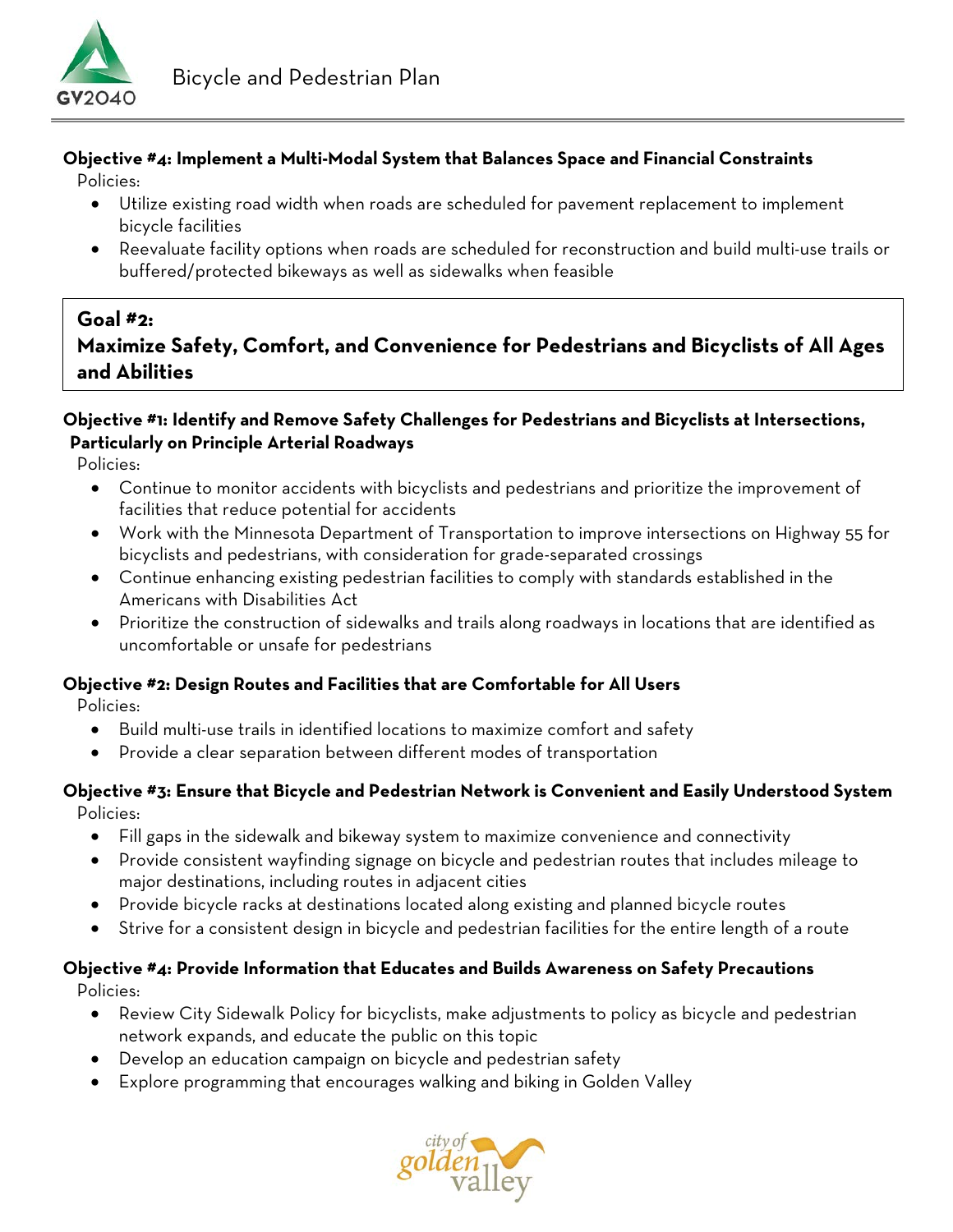**Objective #4: Implement a Multi-Modal System that Balances Space and Financial Constraints**

Policies:

- Utilize existing road width when roads are scheduled for pavement replacement to implement bicycle facilities
- Reevaluate facility options when roads are scheduled for reconstruction and build multi-use trails or buffered/protected bikeways as well as sidewalks when feasible

## Goal #2: Maximize Safety, Comfort, and Convenience for Pedestrians and Bicyclists of All Ages and Abilities

**Objective #1: Identify and Remove Safety Challenges for Pedestrians and Bicyclists at Intersections, Particularly on Principle Arterial Roadways**

Policies:

- Continue to monitor accidents with bicyclists and pedestrians and prioritize the improvement of facilities that reduce potential for accidents
- Work with the Minnesota Department of Transportation to improve intersections on Highway 55 for bicyclists and pedestrians, with consideration for grade-separated crossings
- Continue enhancing existing pedestrian facilities to comply with standards established in the Americans with Disabilities Act
- Prioritize the construction of sidewalks and trails along roadways in locations that are identified as uncomfortable or unsafe for pedestrians

**Objective #2: Design Routes and Facilities that are Comfortable for All Users**

Policies:

- Build multi-use trails in identified locations to maximize comfort and safety
- Provide a clear separation between different modes of transportation

**Objective #3: Ensure that Bicycle and Pedestrian Network is Convenient and Easily Understood System**

Policies:

- Fill gaps in the sidewalk and bikeway system to maximize convenience and connectivity
- Provide consistent wayfinding signage on bicycle and pedestrian routes that includes mileage to major destinations, including routes in adjacent cities
- Provide bicycle racks at destinations located along existing and planned bicycle routes
- Strive for a consistent design in bicycle and pedestrian facilities for the entire length of a route

**Objective #4: Provide Information that Educates and Builds Awareness on Safety Precautions**

Policies:

- Review City Sidewalk Policy for bicyclists, make adjustments to policy as bicycle and pedestrian network expands, and educate the public on this topic
- Develop an education campaign on bicycle and pedestrian safety
- Explore programming that encourages walking and biking in Golden Valley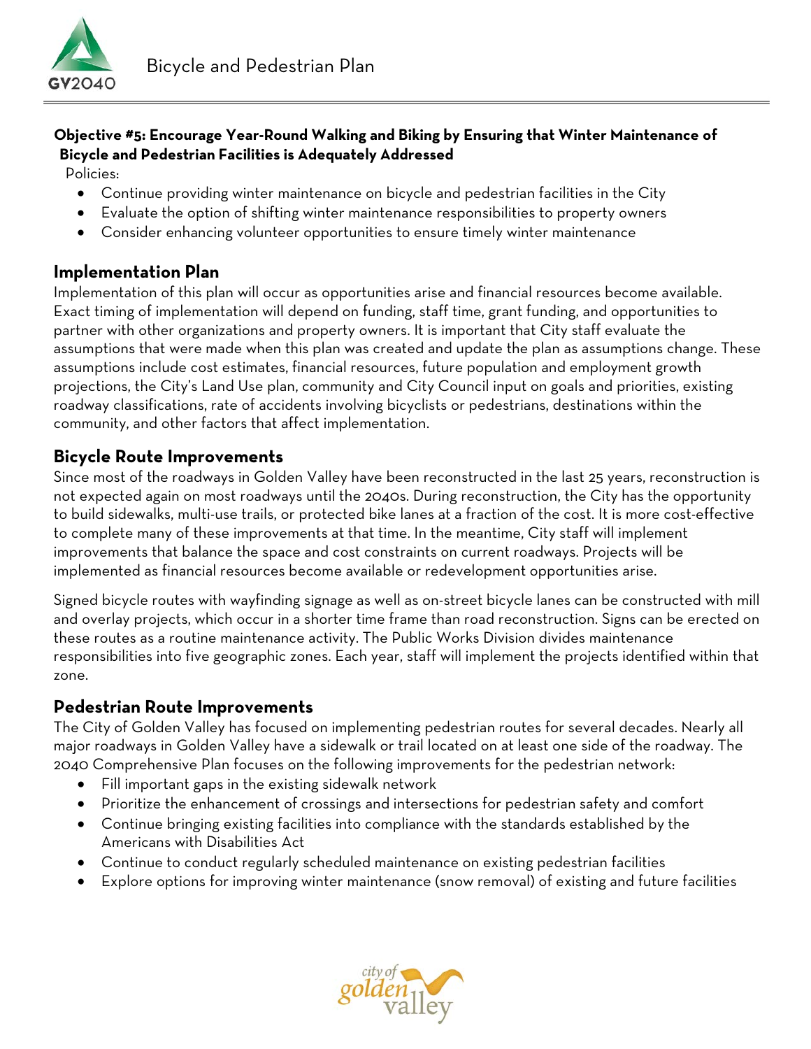**Objective #5: Encourage Year-Round Walking and Biking by Ensuring that Winter Maintenance of Bicycle and Pedestrian Facilities is Adequately Addressed**

Policies:

- Continue providing winter maintenance on bicycle and pedestrian facilities in the City
- Evaluate the option of shifting winter maintenance responsibilities to property owners
- Consider enhancing volunteer opportunities to ensure timely winter maintenance

## Implementation Plan

Implementation of this plan will occur as opportunities arise and financial resources become available. Exact timing of implementation will depend on funding, staff time, grant funding, and opportunities to partner with other organizations and property owners. It is important that City staff evaluate the assumptions that were made when this plan was created and update the plan as assumptions change. These assumptions include cost estimates, financial resources, future population and employment growth projections, the City's Land Use plan, community and City Council input on goals and priorities, existing roadway classifications, rate of accidents involving bicyclists or pedestrians, destinations within the community, and other factors that affect implementation.

## Bicycle Route Improvements

Since most of the roadways in Golden Valley have been reconstructed in the last 25 years, reconstruction is not expected again on most roadways until the 2040s. During reconstruction, the City has the opportunity to build sidewalks, multi-use trails, or protected bike lanes at a fraction of the cost. It is more cost-effective to complete many of these improvements at that time. In the meantime, City staff will implement improvements that balance the space and cost constraints on current roadways. Projects will be implemented as financial resources become available or redevelopment opportunities arise.

Signed bicycle routes with wayfinding signage as well as on-street bicycle lanes can be constructed with mill and overlay projects, which occur in a shorter time frame than road reconstruction. Signs can be erected on these routes as a routine maintenance activity. The Public Works Division divides maintenance responsibilities into five geographic zones. Each year, staff will implement the projects identified within that zone.

## Pedestrian Route Improvements

The City of Golden Valley has focused on implementing pedestrian routes for several decades. Nearly all major roadways in Golden Valley have a sidewalk or trail located on at least one side of the roadway. The 2040 Comprehensive Plan focuses on the following improvements for the pedestrian network:

- Fill important gaps in the existing sidewalk network
- Prioritize the enhancement of crossings and intersections for pedestrian safety and comfort
- Continue bringing existing facilities into compliance with the standards established by the Americans with Disabilities Act
- Continue to conduct regularly scheduled maintenance on existing pedestrian facilities
- Explore options for improving winter maintenance (snow removal) of existing and future facilities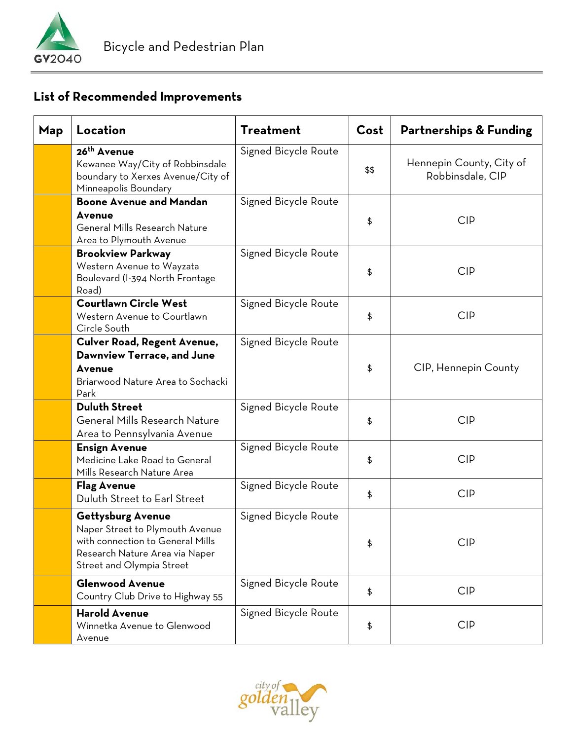## List of Recommended Improvements

| Map | Location | Treatment | Cost | Partnerships & Funding |
|---|---|---|---|---|
| | **26th Avenue** Kewanee Way/City of Robbinsdale boundary to Xerxes Avenue/City of Minneapolis Boundary | Signed Bicycle Route | $$ | Hennepin County, City of Robbinsdale, CIP |
| | **Boone Avenue and Mandan Avenue** General Mills Research Nature Area to Plymouth Avenue | Signed Bicycle Route | $ | CIP |
| | **Brookview Parkway** Western Avenue to Wayzata Boulevard (I-394 North Frontage Road) | Signed Bicycle Route | $ | CIP |
| | **Courtlawn Circle West** Western Avenue to Courtlawn Circle South | Signed Bicycle Route | $ | CIP |
| | **Culver Road, Regent Avenue, Dawnview Terrace, and June Avenue** Briarwood Nature Area to Sochacki Park | Signed Bicycle Route | $ | CIP, Hennepin County |
| | **Duluth Street** General Mills Research Nature Area to Pennsylvania Avenue | Signed Bicycle Route | $ | CIP |
| | **Ensign Avenue** Medicine Lake Road to General Mills Research Nature Area | Signed Bicycle Route | $ | CIP |
| | **Flag Avenue** Duluth Street to Earl Street | Signed Bicycle Route | $ | CIP |
| | **Gettysburg Avenue** Naper Street to Plymouth Avenue with connection to General Mills Research Nature Area via Naper Street and Olympia Street | Signed Bicycle Route | $ | CIP |
| | **Glenwood Avenue** Country Club Drive to Highway 55 | Signed Bicycle Route | $ | CIP |
| | **Harold Avenue** Winnetka Avenue to Glenwood Avenue | Signed Bicycle Route | $ | CIP |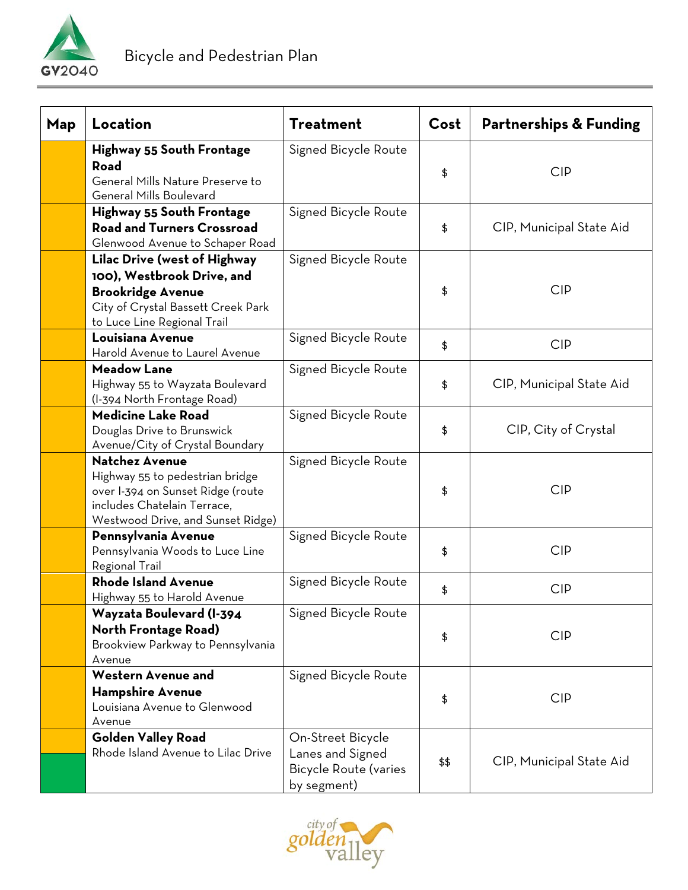| Map | Location | Treatment | Cost | Partnerships & Funding |
|---|---|---|---|---|
| | **Highway 55 South Frontage Road** General Mills Nature Preserve to General Mills Boulevard | Signed Bicycle Route | $ | CIP |
| | **Highway 55 South Frontage Road and Turners Crossroad** Glenwood Avenue to Schaper Road | Signed Bicycle Route | $ | CIP, Municipal State Aid |
| | **Lilac Drive (west of Highway 100), Westbrook Drive, and Brookridge Avenue** City of Crystal Bassett Creek Park to Luce Line Regional Trail | Signed Bicycle Route | $ | CIP |
| | **Louisiana Avenue** Harold Avenue to Laurel Avenue | Signed Bicycle Route | $ | CIP |
| | **Meadow Lane** Highway 55 to Wayzata Boulevard (I-394 North Frontage Road) | Signed Bicycle Route | $ | CIP, Municipal State Aid |
| | **Medicine Lake Road** Douglas Drive to Brunswick Avenue/City of Crystal Boundary | Signed Bicycle Route | $ | CIP, City of Crystal |
| | **Natchez Avenue** Highway 55 to pedestrian bridge over I-394 on Sunset Ridge (route includes Chatelain Terrace, Westwood Drive, and Sunset Ridge) | Signed Bicycle Route | $ | CIP |
| | **Pennsylvania Avenue** Pennsylvania Woods to Luce Line Regional Trail | Signed Bicycle Route | $ | CIP |
| | **Rhode Island Avenue** Highway 55 to Harold Avenue | Signed Bicycle Route | $ | CIP |
| | **Wayzata Boulevard (I-394 North Frontage Road)** Brookview Parkway to Pennsylvania Avenue | Signed Bicycle Route | $ | CIP |
| | **Western Avenue and Hampshire Avenue** Louisiana Avenue to Glenwood Avenue | Signed Bicycle Route | $ | CIP |
| | **Golden Valley Road** Rhode Island Avenue to Lilac Drive | On-Street Bicycle Lanes and Signed Bicycle Route (varies by segment) | $$ | CIP, Municipal State Aid |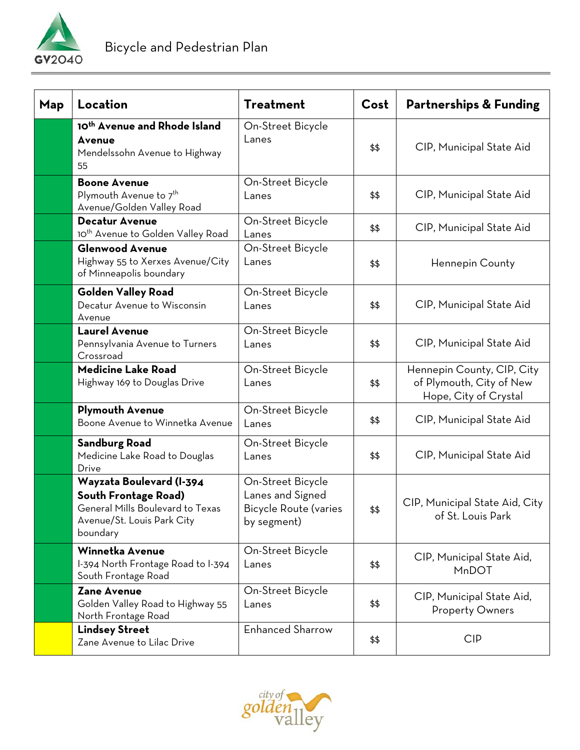| Map | Location | Treatment | Cost | Partnerships & Funding |
|---|---|---|---|---|
| | **10th Avenue and Rhode Island Avenue** Mendelssohn Avenue to Highway 55 | On-Street Bicycle Lanes | $$ | CIP, Municipal State Aid |
| | **Boone Avenue** Plymouth Avenue to 7th Avenue/Golden Valley Road | On-Street Bicycle Lanes | $$ | CIP, Municipal State Aid |
| | **Decatur Avenue** 10th Avenue to Golden Valley Road | On-Street Bicycle Lanes | $$ | CIP, Municipal State Aid |
| | **Glenwood Avenue** Highway 55 to Xerxes Avenue/City of Minneapolis boundary | On-Street Bicycle Lanes | $$ | Hennepin County |
| | **Golden Valley Road** Decatur Avenue to Wisconsin Avenue | On-Street Bicycle Lanes | $$ | CIP, Municipal State Aid |
| | **Laurel Avenue** Pennsylvania Avenue to Turners Crossroad | On-Street Bicycle Lanes | $$ | CIP, Municipal State Aid |
| | **Medicine Lake Road** Highway 169 to Douglas Drive | On-Street Bicycle Lanes | $$ | Hennepin County, CIP, City of Plymouth, City of New Hope, City of Crystal |
| | **Plymouth Avenue** Boone Avenue to Winnetka Avenue | On-Street Bicycle Lanes | $$ | CIP, Municipal State Aid |
| | **Sandburg Road** Medicine Lake Road to Douglas Drive | On-Street Bicycle Lanes | $$ | CIP, Municipal State Aid |
| | **Wayzata Boulevard (I-394 South Frontage Road)** General Mills Boulevard to Texas Avenue/St. Louis Park City boundary | On-Street Bicycle Lanes and Signed Bicycle Route (varies by segment) | $$ | CIP, Municipal State Aid, City of St. Louis Park |
| | **Winnetka Avenue** I-394 North Frontage Road to I-394 South Frontage Road | On-Street Bicycle Lanes | $$ | CIP, Municipal State Aid, MnDOT |
| | **Zane Avenue** Golden Valley Road to Highway 55 North Frontage Road | On-Street Bicycle Lanes | $$ | CIP, Municipal State Aid, Property Owners |
| | **Lindsey Street** Zane Avenue to Lilac Drive | Enhanced Sharrow | $$ | CIP |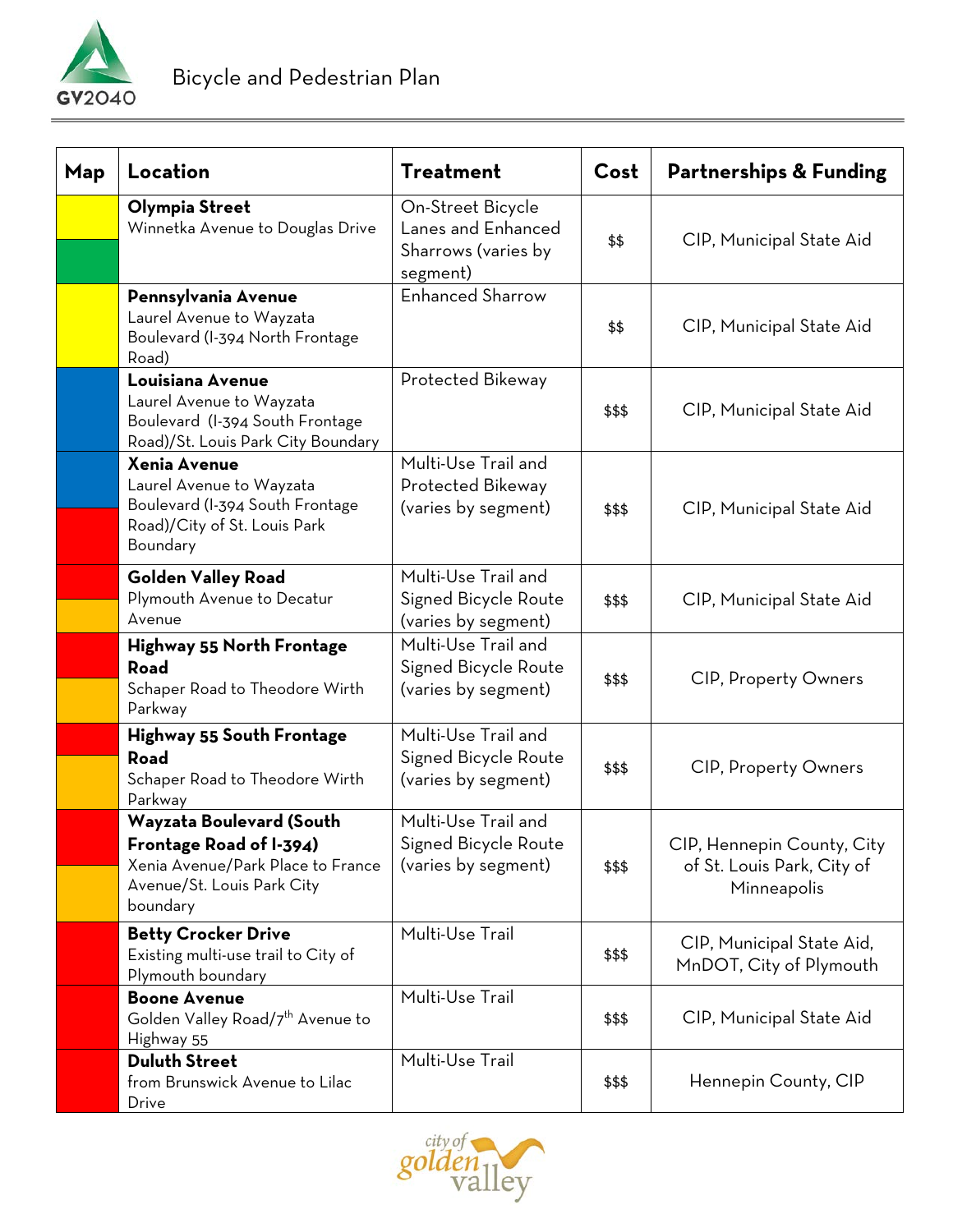| Map | Location | Treatment | Cost | Partnerships & Funding |
|---|---|---|---|---|
| | **Olympia Street** Winnetka Avenue to Douglas Drive | On-Street Bicycle Lanes and Enhanced Sharrows (varies by segment) | $$ | CIP, Municipal State Aid |
| | **Pennsylvania Avenue** Laurel Avenue to Wayzata Boulevard (I-394 North Frontage Road) | Enhanced Sharrow | $$ | CIP, Municipal State Aid |
| | **Louisiana Avenue** Laurel Avenue to Wayzata Boulevard (I-394 South Frontage Road)/St. Louis Park City Boundary | Protected Bikeway | $$$ | CIP, Municipal State Aid |
| | **Xenia Avenue** Laurel Avenue to Wayzata Boulevard (I-394 South Frontage Road)/City of St. Louis Park Boundary | Multi-Use Trail and Protected Bikeway (varies by segment) | $$$ | CIP, Municipal State Aid |
| | **Golden Valley Road** Plymouth Avenue to Decatur Avenue | Multi-Use Trail and Signed Bicycle Route (varies by segment) | $$$ | CIP, Municipal State Aid |
| | **Highway 55 North Frontage Road** Schaper Road to Theodore Wirth Parkway | Multi-Use Trail and Signed Bicycle Route (varies by segment) | $$$ | CIP, Property Owners |
| | **Highway 55 South Frontage Road** Schaper Road to Theodore Wirth Parkway | Multi-Use Trail and Signed Bicycle Route (varies by segment) | $$$ | CIP, Property Owners |
| | **Wayzata Boulevard (South Frontage Road of I-394)** Xenia Avenue/Park Place to France Avenue/St. Louis Park City boundary | Multi-Use Trail and Signed Bicycle Route (varies by segment) | $$$ | CIP, Hennepin County, City of St. Louis Park, City of Minneapolis |
| | **Betty Crocker Drive** Existing multi-use trail to City of Plymouth boundary | Multi-Use Trail | $$$ | CIP, Municipal State Aid, MnDOT, City of Plymouth |
| | **Boone Avenue** Golden Valley Road/7th Avenue to Highway 55 | Multi-Use Trail | $$$ | CIP, Municipal State Aid |
| | **Duluth Street** from Brunswick Avenue to Lilac Drive | Multi-Use Trail | $$$ | Hennepin County, CIP |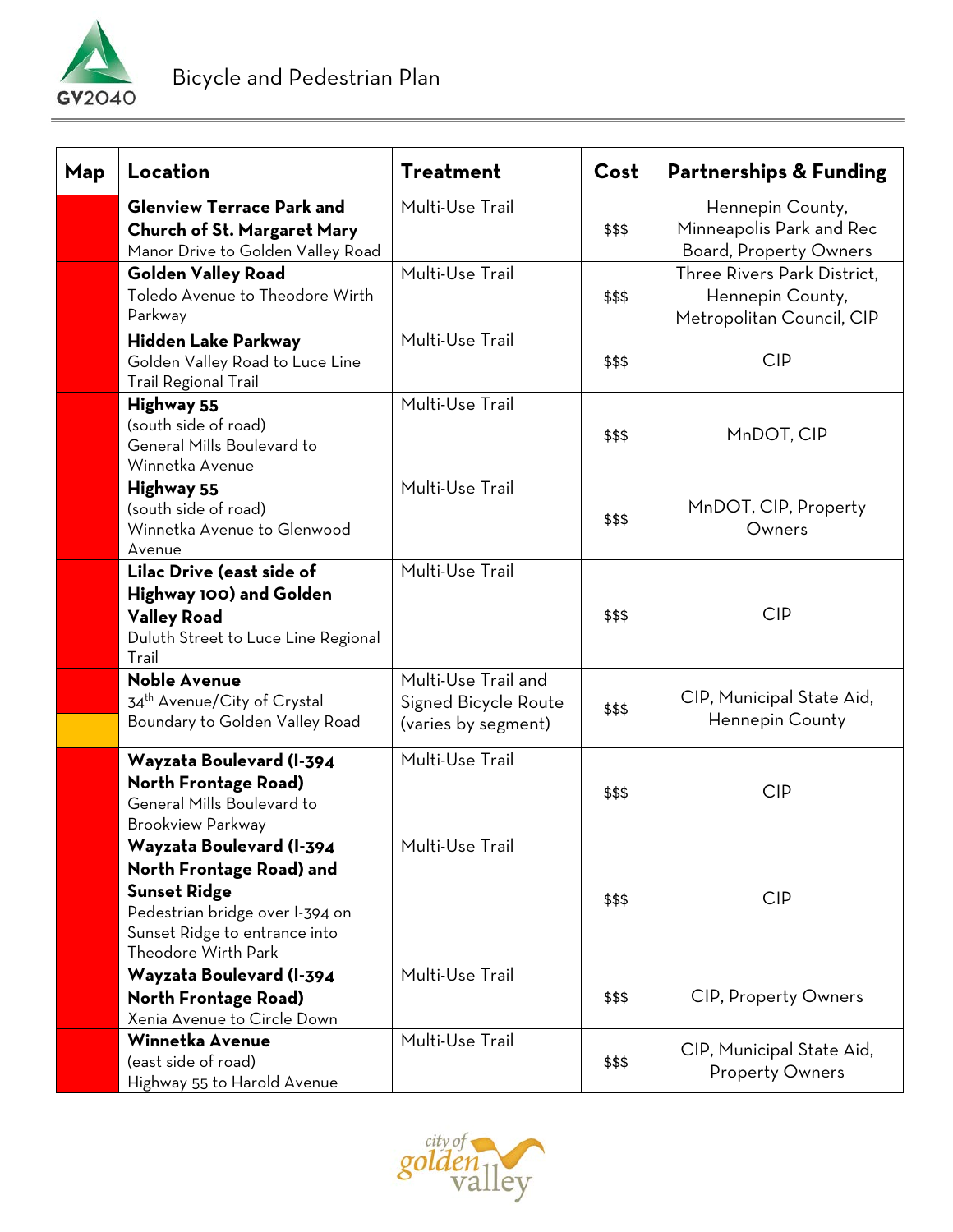| Map | Location | Treatment | Cost | Partnerships & Funding |
| --- | --- | --- | --- | --- |
| | **Glenview Terrace Park and Church of St. Margaret Mary** Manor Drive to Golden Valley Road | Multi-Use Trail | $$$ | Hennepin County, Minneapolis Park and Rec Board, Property Owners |
| | **Golden Valley Road** Toledo Avenue to Theodore Wirth Parkway | Multi-Use Trail | $$$ | Three Rivers Park District, Hennepin County, Metropolitan Council, CIP |
| | **Hidden Lake Parkway** Golden Valley Road to Luce Line Trail Regional Trail | Multi-Use Trail | $$$ | CIP |
| | **Highway 55** (south side of road) General Mills Boulevard to Winnetka Avenue | Multi-Use Trail | $$$ | MnDOT, CIP |
| | **Highway 55** (south side of road) Winnetka Avenue to Glenwood Avenue | Multi-Use Trail | $$$ | MnDOT, CIP, Property Owners |
| | **Lilac Drive (east side of Highway 100) and Golden Valley Road** Duluth Street to Luce Line Regional Trail | Multi-Use Trail | $$$ | CIP |
| | **Noble Avenue** 34th Avenue/City of Crystal Boundary to Golden Valley Road | Multi-Use Trail and Signed Bicycle Route (varies by segment) | $$$ | CIP, Municipal State Aid, Hennepin County |
| | **Wayzata Boulevard (I-394 North Frontage Road)** General Mills Boulevard to Brookview Parkway | Multi-Use Trail | $$$ | CIP |
| | **Wayzata Boulevard (I-394 North Frontage Road) and Sunset Ridge** Pedestrian bridge over I-394 on Sunset Ridge to entrance into Theodore Wirth Park | Multi-Use Trail | $$$ | CIP |
| | **Wayzata Boulevard (I-394 North Frontage Road)** Xenia Avenue to Circle Down | Multi-Use Trail | $$$ | CIP, Property Owners |
| | **Winnetka Avenue** (east side of road) Highway 55 to Harold Avenue | Multi-Use Trail | $$$ | CIP, Municipal State Aid, Property Owners |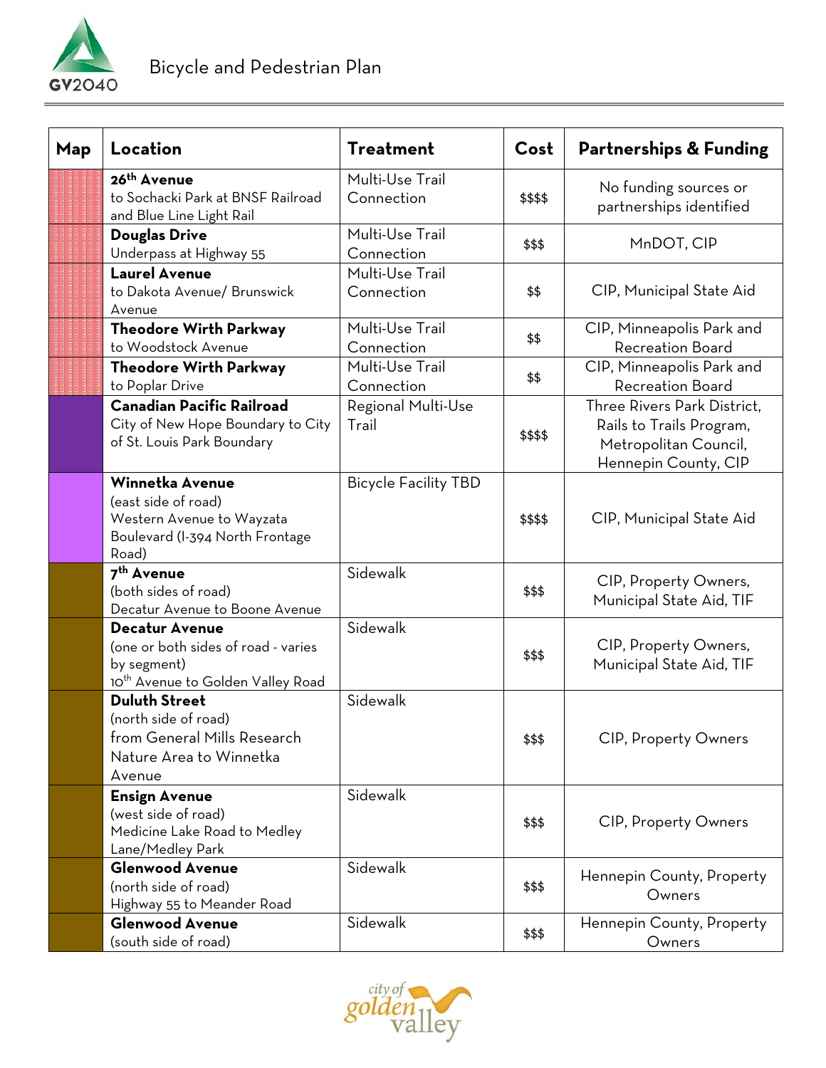| Map | Location | Treatment | Cost | Partnerships & Funding |
|---|---|---|---|---|
| | **26th Avenue** to Sochacki Park at BNSF Railroad and Blue Line Light Rail | Multi-Use Trail Connection | $$$$ | No funding sources or partnerships identified |
| | **Douglas Drive** Underpass at Highway 55 | Multi-Use Trail Connection | $$$ | MnDOT, CIP |
| | **Laurel Avenue** to Dakota Avenue/ Brunswick Avenue | Multi-Use Trail Connection | $$ | CIP, Municipal State Aid |
| | **Theodore Wirth Parkway** to Woodstock Avenue | Multi-Use Trail Connection | $$ | CIP, Minneapolis Park and Recreation Board |
| | **Theodore Wirth Parkway** to Poplar Drive | Multi-Use Trail Connection | $$ | CIP, Minneapolis Park and Recreation Board |
| | **Canadian Pacific Railroad** City of New Hope Boundary to City of St. Louis Park Boundary | Regional Multi-Use Trail | $$$$ | Three Rivers Park District, Rails to Trails Program, Metropolitan Council, Hennepin County, CIP |
| | **Winnetka Avenue** (east side of road) Western Avenue to Wayzata Boulevard (I-394 North Frontage Road) | Bicycle Facility TBD | $$$$ | CIP, Municipal State Aid |
| | **7th Avenue** (both sides of road) Decatur Avenue to Boone Avenue | Sidewalk | $$$ | CIP, Property Owners, Municipal State Aid, TIF |
| | **Decatur Avenue** (one or both sides of road - varies by segment) 10th Avenue to Golden Valley Road | Sidewalk | $$$ | CIP, Property Owners, Municipal State Aid, TIF |
| | **Duluth Street** (north side of road) from General Mills Research Nature Area to Winnetka Avenue | Sidewalk | $$$ | CIP, Property Owners |
| | **Ensign Avenue** (west side of road) Medicine Lake Road to Medley Lane/Medley Park | Sidewalk | $$$ | CIP, Property Owners |
| | **Glenwood Avenue** (north side of road) Highway 55 to Meander Road | Sidewalk | $$$ | Hennepin County, Property Owners |
| | **Glenwood Avenue** (south side of road) | Sidewalk | $$$ | Hennepin County, Property Owners |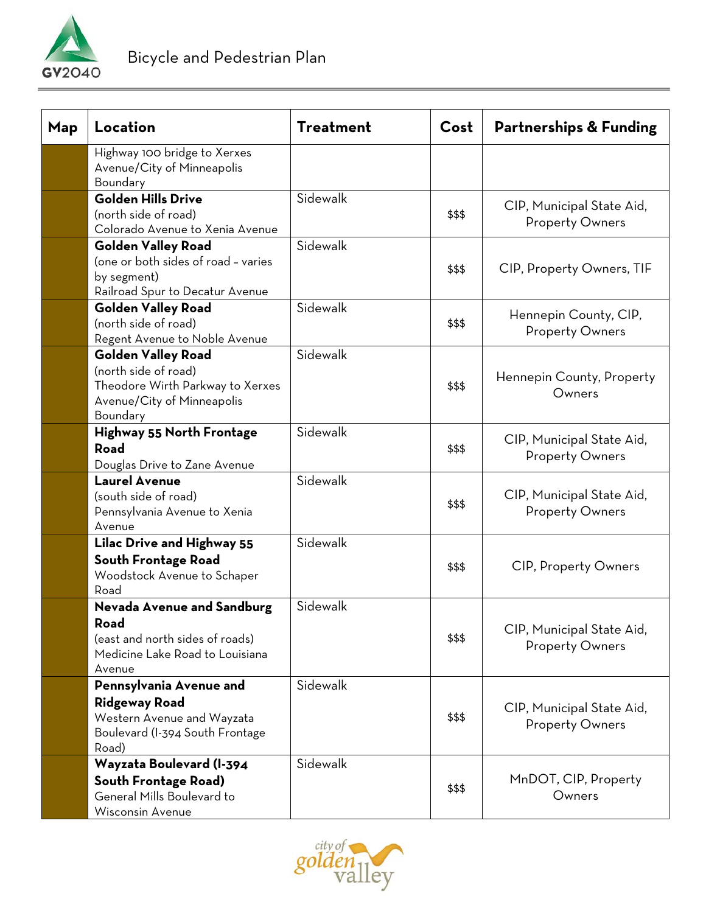| Map | Location | Treatment | Cost | Partnerships & Funding |
|---|---|---|---|---|
| | Highway 100 bridge to Xerxes Avenue/City of Minneapolis Boundary | | | |
| | **Golden Hills Drive** (north side of road) Colorado Avenue to Xenia Avenue | Sidewalk | $$$ | CIP, Municipal State Aid, Property Owners |
| | **Golden Valley Road** (one or both sides of road – varies by segment) Railroad Spur to Decatur Avenue | Sidewalk | $$$ | CIP, Property Owners, TIF |
| | **Golden Valley Road** (north side of road) Regent Avenue to Noble Avenue | Sidewalk | $$$ | Hennepin County, CIP, Property Owners |
| | **Golden Valley Road** (north side of road) Theodore Wirth Parkway to Xerxes Avenue/City of Minneapolis Boundary | Sidewalk | $$$ | Hennepin County, Property Owners |
| | **Highway 55 North Frontage Road** Douglas Drive to Zane Avenue | Sidewalk | $$$ | CIP, Municipal State Aid, Property Owners |
| | **Laurel Avenue** (south side of road) Pennsylvania Avenue to Xenia Avenue | Sidewalk | $$$ | CIP, Municipal State Aid, Property Owners |
| | **Lilac Drive and Highway 55 South Frontage Road** Woodstock Avenue to Schaper Road | Sidewalk | $$$ | CIP, Property Owners |
| | **Nevada Avenue and Sandburg Road** (east and north sides of roads) Medicine Lake Road to Louisiana Avenue | Sidewalk | $$$ | CIP, Municipal State Aid, Property Owners |
| | **Pennsylvania Avenue and Ridgeway Road** Western Avenue and Wayzata Boulevard (I-394 South Frontage Road) | Sidewalk | $$$ | CIP, Municipal State Aid, Property Owners |
| | **Wayzata Boulevard (I-394 South Frontage Road)** General Mills Boulevard to Wisconsin Avenue | Sidewalk | $$$ | MnDOT, CIP, Property Owners |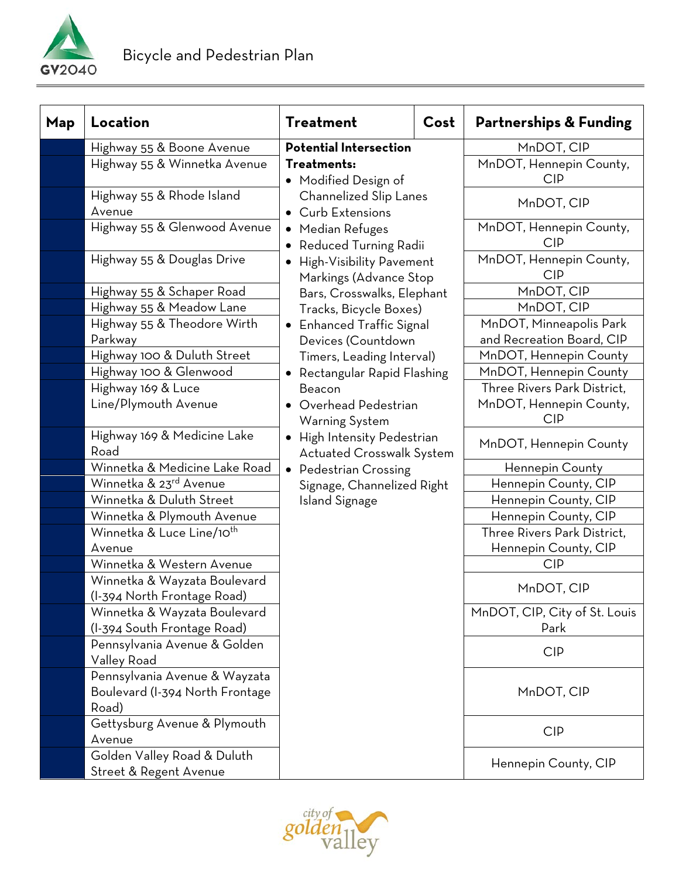| Map | Location | Treatment | Cost | Partnerships & Funding |
|---|---|---|---|---|
| | Highway 55 & Boone Avenue | **Potential Intersection Treatments:** • Modified Design of Channelized Slip Lanes • Curb Extensions • Median Refuges • Reduced Turning Radii • High-Visibility Pavement Markings (Advance Stop Bars, Crosswalks, Elephant Tracks, Bicycle Boxes) • Enhanced Traffic Signal Devices (Countdown Timers, Leading Interval) • Rectangular Rapid Flashing Beacon • Overhead Pedestrian Warning System • High Intensity Pedestrian Actuated Crosswalk System • Pedestrian Crossing Signage, Channelized Right Island Signage | | MnDOT, CIP |
| | Highway 55 & Winnetka Avenue | | | MnDOT, Hennepin County, CIP |
| | Highway 55 & Rhode Island Avenue | | | MnDOT, CIP |
| | Highway 55 & Glenwood Avenue | | | MnDOT, Hennepin County, CIP |
| | Highway 55 & Douglas Drive | | | MnDOT, Hennepin County, CIP |
| | Highway 55 & Schaper Road | | | MnDOT, CIP |
| | Highway 55 & Meadow Lane | | | MnDOT, CIP |
| | Highway 55 & Theodore Wirth Parkway | | | MnDOT, Minneapolis Park and Recreation Board, CIP |
| | Highway 100 & Duluth Street | | | MnDOT, Hennepin County |
| | Highway 100 & Glenwood | | | MnDOT, Hennepin County |
| | Highway 169 & Luce Line/Plymouth Avenue | | | Three Rivers Park District, MnDOT, Hennepin County, CIP |
| | Highway 169 & Medicine Lake Road | | | MnDOT, Hennepin County |
| | Winnetka & Medicine Lake Road | | | Hennepin County |
| | Winnetka & 23rd Avenue | | | Hennepin County, CIP |
| | Winnetka & Duluth Street | | | Hennepin County, CIP |
| | Winnetka & Plymouth Avenue | | | Hennepin County, CIP |
| | Winnetka & Luce Line/10th Avenue | | | Three Rivers Park District, Hennepin County, CIP |
| | Winnetka & Western Avenue | | | CIP |
| | Winnetka & Wayzata Boulevard (I-394 North Frontage Road) | | | MnDOT, CIP |
| | Winnetka & Wayzata Boulevard (I-394 South Frontage Road) | | | MnDOT, CIP, City of St. Louis Park |
| | Pennsylvania Avenue & Golden Valley Road | | | CIP |
| | Pennsylvania Avenue & Wayzata Boulevard (I-394 North Frontage Road) | | | MnDOT, CIP |
| | Gettysburg Avenue & Plymouth Avenue | | | CIP |
| | Golden Valley Road & Duluth Street & Regent Avenue | | | Hennepin County, CIP |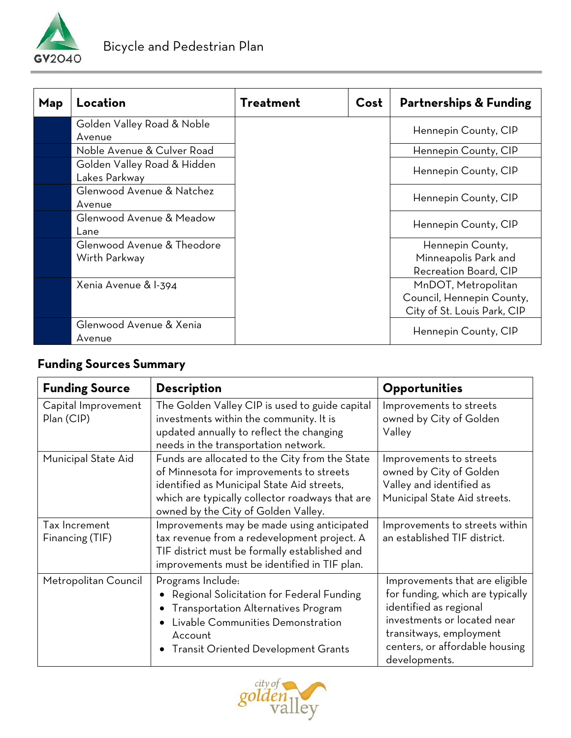| Map | Location | Treatment | Cost | Partnerships & Funding |
|---|---|---|---|---|
| | Golden Valley Road & Noble Avenue | | | Hennepin County, CIP |
| | Noble Avenue & Culver Road | | | Hennepin County, CIP |
| | Golden Valley Road & Hidden Lakes Parkway | | | Hennepin County, CIP |
| | Glenwood Avenue & Natchez Avenue | | | Hennepin County, CIP |
| | Glenwood Avenue & Meadow Lane | | | Hennepin County, CIP |
| | Glenwood Avenue & Theodore Wirth Parkway | | | Hennepin County, Minneapolis Park and Recreation Board, CIP |
| | Xenia Avenue & I-394 | | | MnDOT, Metropolitan Council, Hennepin County, City of St. Louis Park, CIP |
| | Glenwood Avenue & Xenia Avenue | | | Hennepin County, CIP |

## Funding Sources Summary

| Funding Source | Description | Opportunities |
|---|---|---|
| Capital Improvement Plan (CIP) | The Golden Valley CIP is used to guide capital investments within the community. It is updated annually to reflect the changing needs in the transportation network. | Improvements to streets owned by City of Golden Valley |
| Municipal State Aid | Funds are allocated to the City from the State of Minnesota for improvements to streets identified as Municipal State Aid streets, which are typically collector roadways that are owned by the City of Golden Valley. | Improvements to streets owned by City of Golden Valley and identified as Municipal State Aid streets. |
| Tax Increment Financing (TIF) | Improvements may be made using anticipated tax revenue from a redevelopment project. A TIF district must be formally established and improvements must be identified in TIF plan. | Improvements to streets within an established TIF district. |
| Metropolitan Council | Programs Include:<br>• Regional Solicitation for Federal Funding<br>• Transportation Alternatives Program<br>• Livable Communities Demonstration Account<br>• Transit Oriented Development Grants | Improvements that are eligible for funding, which are typically identified as regional investments or located near transitways, employment centers, or affordable housing developments. |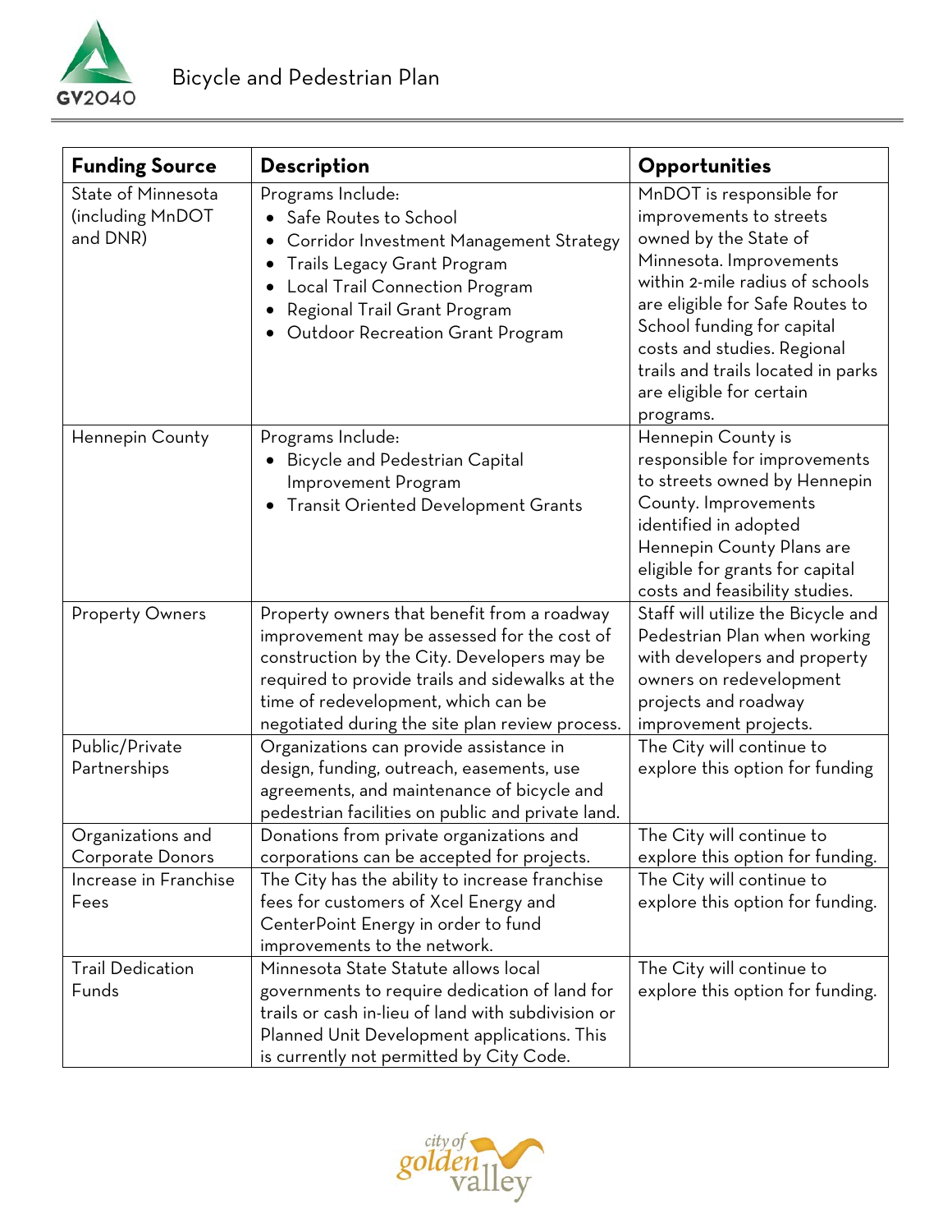| Funding Source | Description | Opportunities |
|---|---|---|
| State of Minnesota (including MnDOT and DNR) | Programs Include:<br>• Safe Routes to School<br>• Corridor Investment Management Strategy<br>• Trails Legacy Grant Program<br>• Local Trail Connection Program<br>• Regional Trail Grant Program<br>• Outdoor Recreation Grant Program | MnDOT is responsible for improvements to streets owned by the State of Minnesota. Improvements within 2-mile radius of schools are eligible for Safe Routes to School funding for capital costs and studies. Regional trails and trails located in parks are eligible for certain programs. |
| Hennepin County | Programs Include:<br>• Bicycle and Pedestrian Capital Improvement Program<br>• Transit Oriented Development Grants | Hennepin County is responsible for improvements to streets owned by Hennepin County. Improvements identified in adopted Hennepin County Plans are eligible for grants for capital costs and feasibility studies. |
| Property Owners | Property owners that benefit from a roadway improvement may be assessed for the cost of construction by the City. Developers may be required to provide trails and sidewalks at the time of redevelopment, which can be negotiated during the site plan review process. | Staff will utilize the Bicycle and Pedestrian Plan when working with developers and property owners on redevelopment projects and roadway improvement projects. |
| Public/Private Partnerships | Organizations can provide assistance in design, funding, outreach, easements, use agreements, and maintenance of bicycle and pedestrian facilities on public and private land. | The City will continue to explore this option for funding |
| Organizations and Corporate Donors | Donations from private organizations and corporations can be accepted for projects. | The City will continue to explore this option for funding. |
| Increase in Franchise Fees | The City has the ability to increase franchise fees for customers of Xcel Energy and CenterPoint Energy in order to fund improvements to the network. | The City will continue to explore this option for funding. |
| Trail Dedication Funds | Minnesota State Statute allows local governments to require dedication of land for trails or cash in-lieu of land with subdivision or Planned Unit Development applications. This is currently not permitted by City Code. | The City will continue to explore this option for funding. |